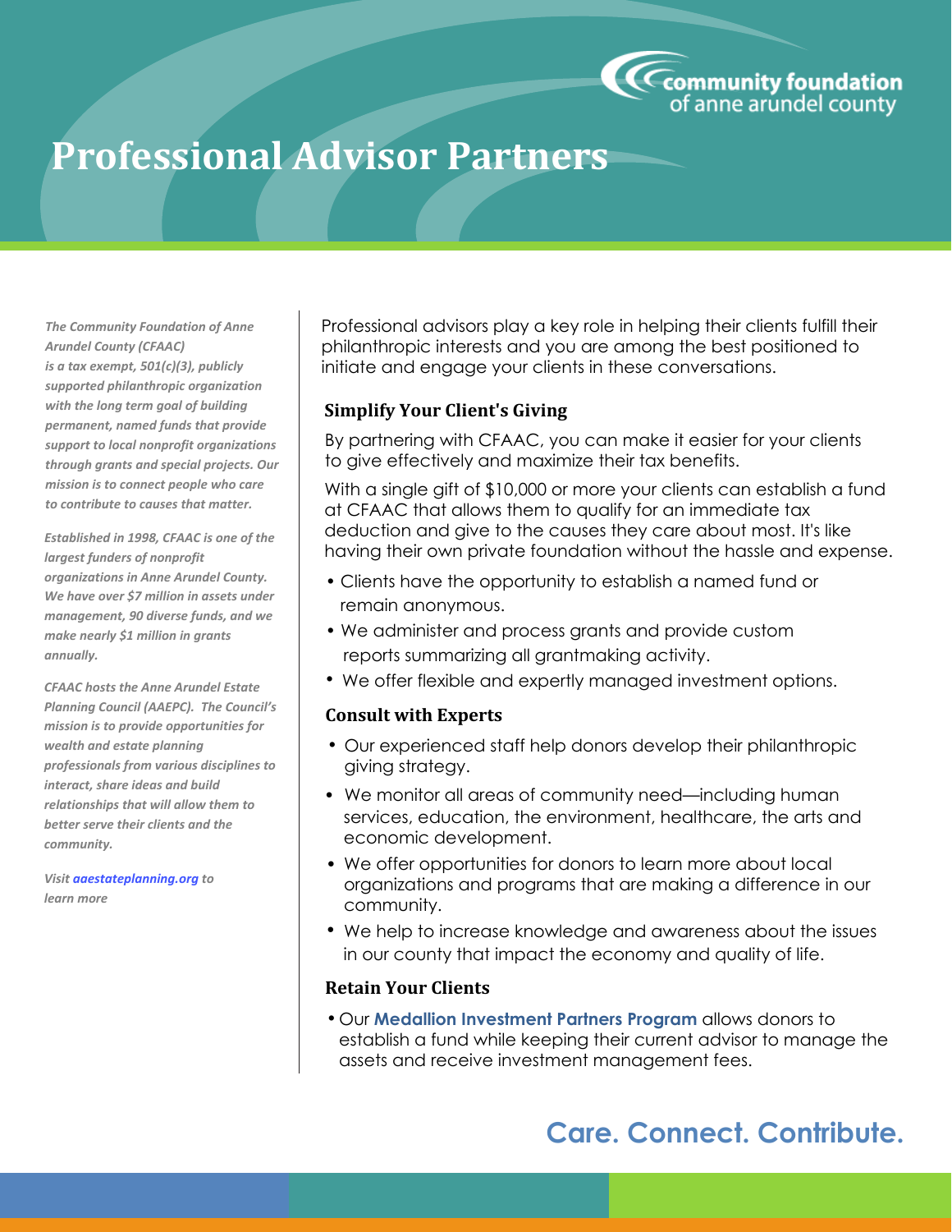community foundation of anne arundel county

# Professional Advisor Partners

*The Community Foundation of Anne Arundel County (CFAAC) is a tax exempt, 501(c)(3), publicly supported philanthropic organization with the long term goal of building permanent, named funds that provide support to local nonprofit organizations through grants and special projects. Our mission is to connect people who care to contribute to causes that matter.*

*Established in 1998, CFAAC is one of the largest funders of nonprofit organizations in Anne Arundel County. We have over $7 million in assets under management, 90 diverse funds, and we make nearly $1 million in grants annually.*

*CFAAC hosts the Anne Arundel Estate Planning Council (AAEPC). The Council's mission is to provide opportunities for wealth and estate planning professionals from various disciplines to interact, share ideas and build relationships that will allow them to better serve their clients and the community.*

*Visit **aaestateplanning.org** to learn more*

Professional advisors play a key role in helping their clients fulfill their philanthropic interests and you are among the best positioned to initiate and engage your clients in these conversations.

### Simplify Your Client's Giving

By partnering with CFAAC, you can make it easier for your clients to give effectively and maximize their tax benefits.

With a single gift of $10,000 or more your clients can establish a fund at CFAAC that allows them to qualify for an immediate tax deduction and give to the causes they care about most. It's like having their own private foundation without the hassle and expense.

- Clients have the opportunity to establish a named fund or remain anonymous.
- We administer and process grants and provide custom reports summarizing all grantmaking activity.
- We offer flexible and expertly managed investment options.

### Consult with Experts

- Our experienced staff help donors develop their philanthropic giving strategy.
- We monitor all areas of community need—including human services, education, the environment, healthcare, the arts and economic development.
- We offer opportunities for donors to learn more about local organizations and programs that are making a difference in our community.
- We help to increase knowledge and awareness about the issues in our county that impact the economy and quality of life.

### Retain Your Clients

- Our **Medallion Investment Partners Program** allows donors to establish a fund while keeping their current advisor to manage the assets and receive investment management fees.

**Care. Connect. Contribute.**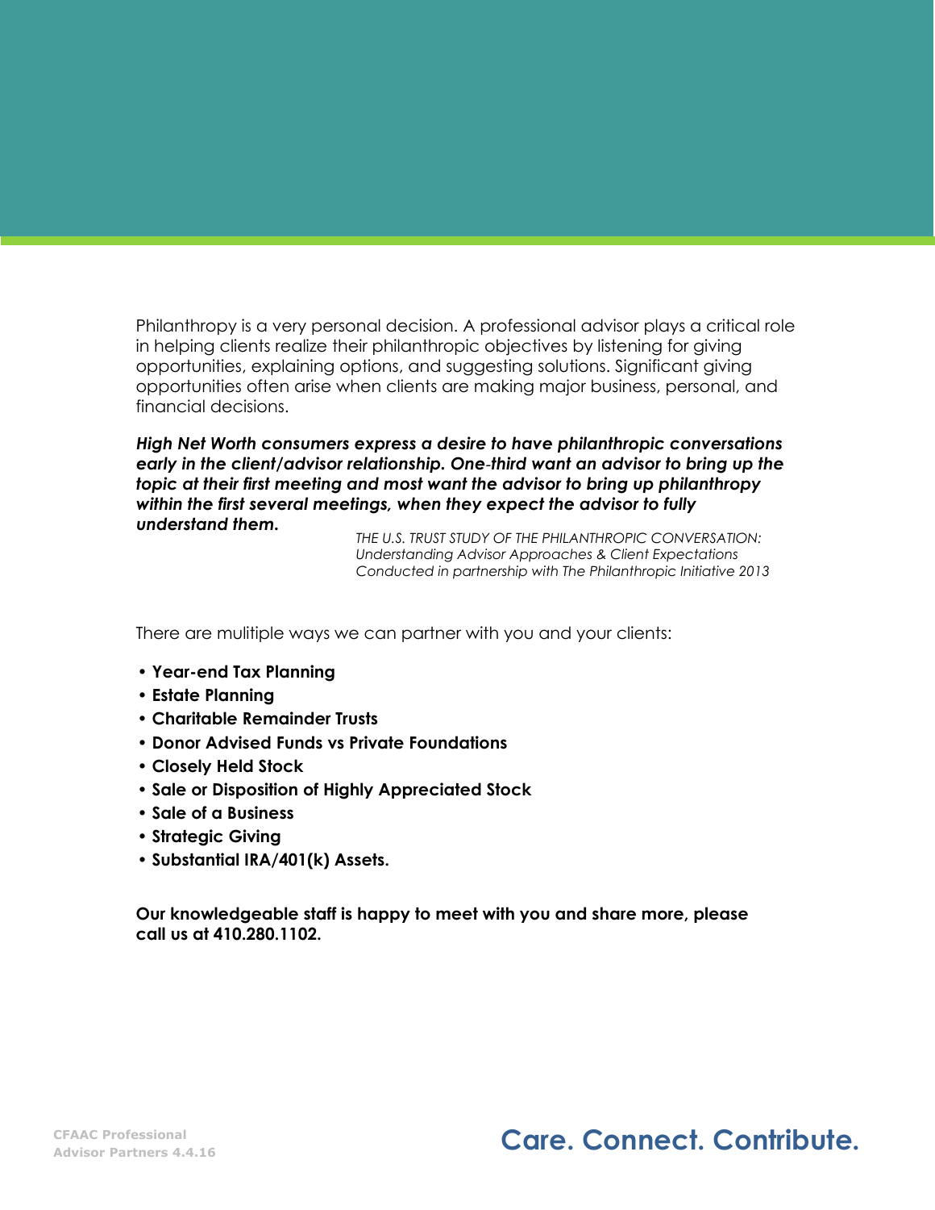Philanthropy is a very personal decision. A professional advisor plays a critical role in helping clients realize their philanthropic objectives by listening for giving opportunities, explaining options, and suggesting solutions. Significant giving opportunities often arise when clients are making major business, personal, and financial decisions.

***High Net Worth consumers express a desire to have philanthropic conversations early in the client/advisor relationship. One-third want an advisor to bring up the topic at their first meeting and most want the advisor to bring up philanthropy within the first several meetings, when they expect the advisor to fully understand them.***

*THE U.S. TRUST STUDY OF THE PHILANTHROPIC CONVERSATION: Understanding Advisor Approaches & Client Expectations Conducted in partnership with The Philanthropic Initiative 2013*

There are mulitiple ways we can partner with you and your clients:

- **Year-end Tax Planning**
- **Estate Planning**
- **Charitable Remainder Trusts**
- **Donor Advised Funds vs Private Foundations**
- **Closely Held Stock**
- **Sale or Disposition of Highly Appreciated Stock**
- **Sale of a Business**
- **Strategic Giving**
- **Substantial IRA/401(k) Assets.**

**Our knowledgeable staff is happy to meet with you and share more, please call us at 410.280.1102.**

**Care. Connect. Contribute.**